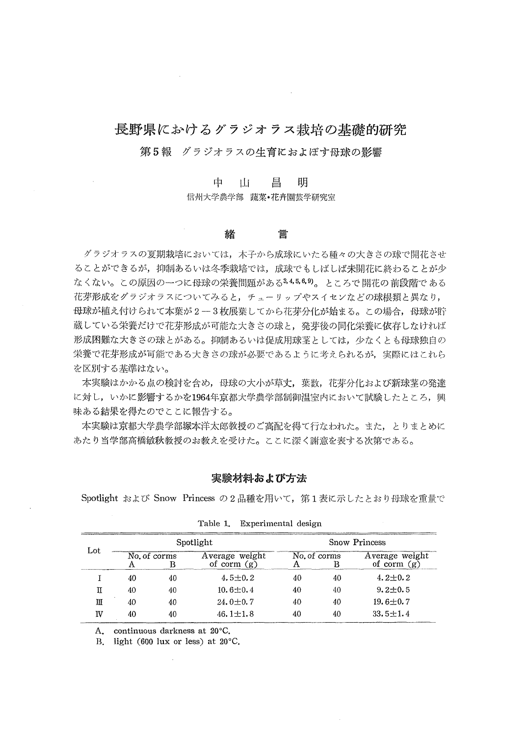# 長野県におけるグラジオラス栽培の基礎的研究

## 第5報　グラジオラスの生育におよぼす母球の影響

中　山　昌　明

信州大学農学部　蔬菜・花卉園芸学研究室

## 緒　　言

グラジオラスの夏期栽培においては，木子から成球にいたる種々の大きさの球で開花させることができるが，抑制あるいは冬季栽培では，成球でもしばしば未開花に終わることが少なくない。この原因の一つに母球の栄養問題がある[3,4,5,6,9]。ところで開花の前段階である花芽形成をグラジオラスについてみると，チューリップやスイセンなどの球根類と異なり，母球が植え付けられて本葉が2－3枚展葉してから花芽分化が始まる。この場合，母球が貯蔵している栄養だけで花芽形成が可能な大きさの球と，発芽後の同化栄養に依存しなければ形成困難な大きさの球とがある。抑制あるいは促成用球茎としては，少なくとも母球独自の栄養で花芽形成が可能である大きさの球が必要であるように考えられるが，実際にはこれらを区別する基準はない。

本実験はかかる点の検討を含め，母球の大小が草丈，葉数，花芽分化および新球茎の発達に対し，いかに影響するかを1964年京都大学農学部制御温室内において試験したところ，興味ある結果を得たのでここに報告する。

本実験は京都大学農学部塚本洋太郎教授のご高配を得て行なわれた。また，とりまとめにあたり当学部高橋敏秋教授のお教えを受けた。ここに深く謝意を表する次第である。

## 実験材料および方法

Spotlight および Snow Princess の2品種を用いて，第1表に示したとおり母球を重量で

Table 1.　Experimental design

| Lot | Spotlight | | | Snow Princess | | |
|---|---|---|---|---|---|---|
| | No. of corms A | No. of corms B | Average weight of corm (g) | No. of corms A | No. of corms B | Average weight of corm (g) |
| I | 40 | 40 | 4.5±0.2 | 40 | 40 | 4.2±0.2 |
| II | 40 | 40 | 10.6±0.4 | 40 | 40 | 9.2±0.5 |
| III | 40 | 40 | 24.0±0.7 | 40 | 40 | 19.6±0.7 |
| IV | 40 | 40 | 46.1±1.8 | 40 | 40 | 33.5±1.4 |

A.　continuous darkness at 20°C.
B.　light (600 lux or less) at 20°C.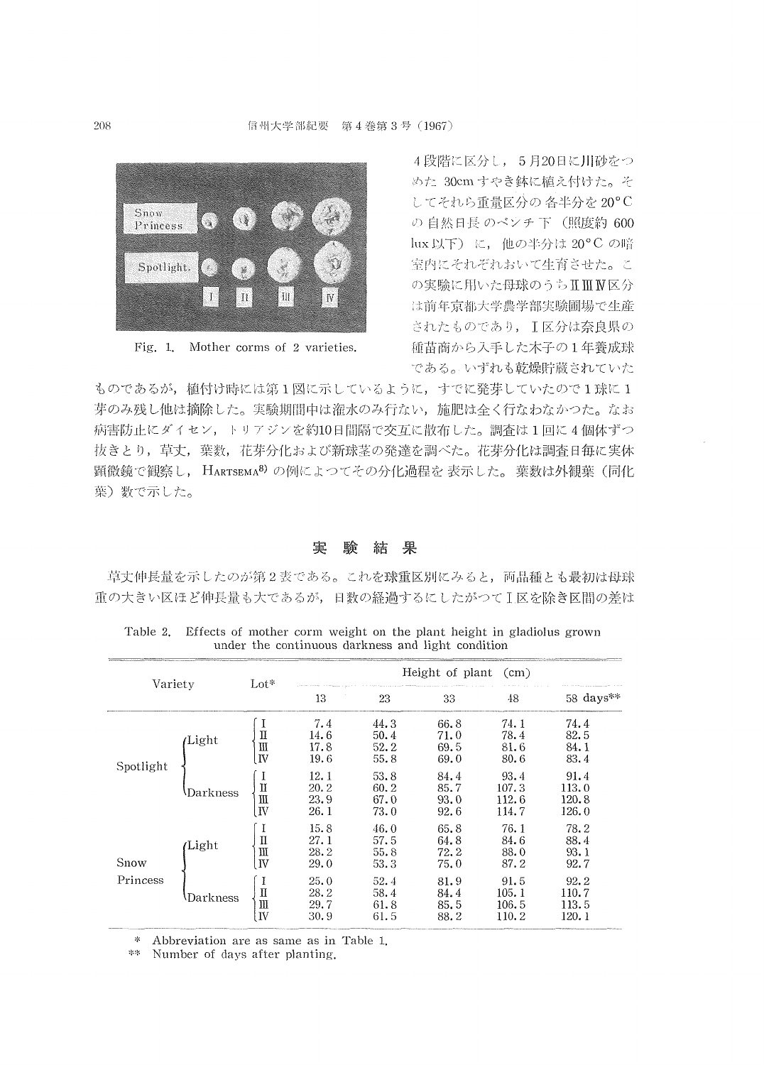Fig. 1. Mother corms of 2 varieties.

4段階に区分し，5月20日に川砂をつめた 30cm すやき鉢に植え付けた。そしてそれら重量区分の各半分を 20°C の自然日長のベンチ下（照度約 600 lux 以下）に，他の半分は 20°C の暗室内にそれぞれおいて生育させた。この実験に用いた母球のうちⅡⅢⅣ区分は前年京都大学農学部実験圃場で生産されたものであり，Ⅰ区分は奈良県の種苗商から入手した木子の1年養成球である。いずれも乾燥貯蔵されていたものであるが，植付け時には第1図に示しているように，すでに発芽していたので1球に1芽のみ残し他は摘除した。実験期間中は潅水のみ行ない，施肥は全く行なわなかつた。なお病害防止にダイセン，トリアジンを約10日間隔で交互に散布した。調査は1回に4個体ずつ抜きとり，草丈，葉数，花芽分化および新球茎の発達を調べた。花芽分化は調査日毎に実体顕微鏡で観察し，HARTSEMA[8] の例によつてその分化過程を表示した。葉数は外観葉（同化葉）数で示した。

## 実験結果

草丈伸長量を示したのが第2表である。これを球重区別にみると，両品種とも最初は母球重の大きい区ほど伸長量も大であるが，日数の経過するにしたがつてⅠ区を除き区間の差は

Table 2. Effects of mother corm weight on the plant height in gladiolus grown under the continuous darkness and light condition

| Variety | | Lot* | Height of plant (cm) | | | | |
|---|---|---|---|---|---|---|---|
| | | | 13 | 23 | 33 | 48 | 58 days** |
| Spotlight | Light | Ⅰ | 7.4 | 44.3 | 66.8 | 74.1 | 74.4 |
| | | Ⅱ | 14.6 | 50.4 | 71.0 | 78.4 | 82.5 |
| | | Ⅲ | 17.8 | 52.2 | 69.5 | 81.6 | 84.1 |
| | | Ⅳ | 19.6 | 55.8 | 69.0 | 80.6 | 83.4 |
| | Darkness | Ⅰ | 12.1 | 53.8 | 84.4 | 93.4 | 91.4 |
| | | Ⅱ | 20.2 | 60.2 | 85.7 | 107.3 | 113.0 |
| | | Ⅲ | 23.9 | 67.0 | 93.0 | 112.6 | 120.8 |
| | | Ⅳ | 26.1 | 73.0 | 92.6 | 114.7 | 126.0 |
| Snow Princess | Light | Ⅰ | 15.8 | 46.0 | 65.8 | 76.1 | 78.2 |
| | | Ⅱ | 27.1 | 57.5 | 64.8 | 84.6 | 88.4 |
| | | Ⅲ | 28.2 | 55.8 | 72.2 | 88.0 | 93.1 |
| | | Ⅳ | 29.0 | 53.3 | 75.0 | 87.2 | 92.7 |
| | Darkness | Ⅰ | 25.0 | 52.4 | 81.9 | 91.5 | 92.2 |
| | | Ⅱ | 28.2 | 58.4 | 84.4 | 105.1 | 110.7 |
| | | Ⅲ | 29.7 | 61.8 | 85.5 | 106.5 | 113.5 |
| | | Ⅳ | 30.9 | 61.5 | 88.2 | 110.2 | 120.1 |

\* Abbreviation are as same as in Table 1.
\*\* Number of days after planting.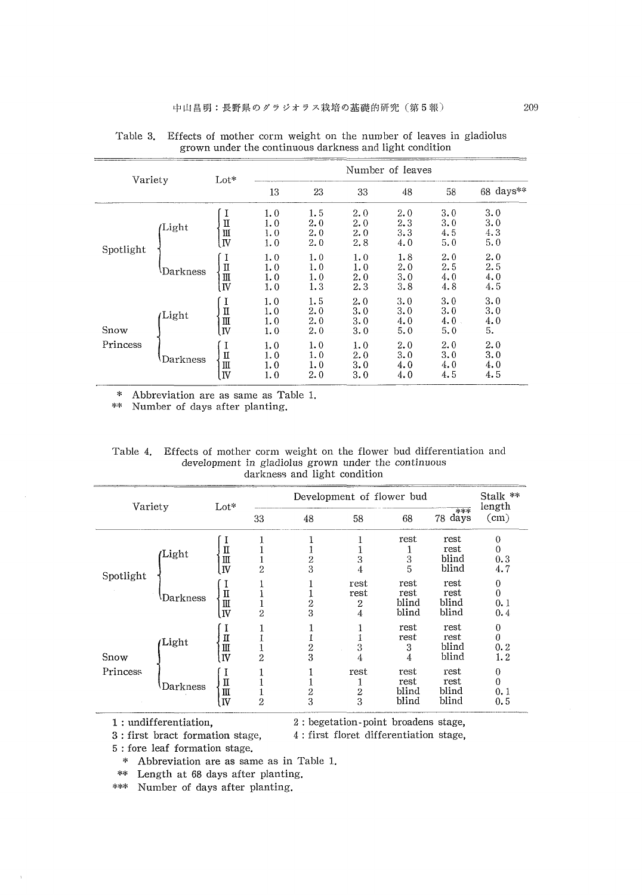Table 3. Effects of mother corm weight on the number of leaves in gladiolus grown under the continuous darkness and light condition

| Variety | | Lot* | Number of leaves | | | | | |
|---|---|---|---|---|---|---|---|---|
| | | | 13 | 23 | 33 | 48 | 58 | 68 days** |
| Spotlight | Light | I | 1.0 | 1.5 | 2.0 | 2.0 | 3.0 | 3.0 |
| | | II | 1.0 | 2.0 | 2.0 | 2.3 | 3.0 | 3.0 |
| | | III | 1.0 | 2.0 | 2.0 | 3.3 | 4.5 | 4.3 |
| | | IV | 1.0 | 2.0 | 2.8 | 4.0 | 5.0 | 5.0 |
| | Darkness | I | 1.0 | 1.0 | 1.0 | 1.8 | 2.0 | 2.0 |
| | | II | 1.0 | 1.0 | 1.0 | 2.0 | 2.5 | 2.5 |
| | | III | 1.0 | 1.0 | 2.0 | 3.0 | 4.0 | 4.0 |
| | | IV | 1.0 | 1.3 | 2.3 | 3.8 | 4.8 | 4.5 |
| Snow Princess | Light | I | 1.0 | 1.5 | 2.0 | 3.0 | 3.0 | 3.0 |
| | | II | 1.0 | 2.0 | 3.0 | 3.0 | 3.0 | 3.0 |
| | | III | 1.0 | 2.0 | 3.0 | 4.0 | 4.0 | 4.0 |
| | | IV | 1.0 | 2.0 | 3.0 | 5.0 | 5.0 | 5. |
| | Darkness | I | 1.0 | 1.0 | 1.0 | 2.0 | 2.0 | 2.0 |
| | | II | 1.0 | 1.0 | 2.0 | 3.0 | 3.0 | 3.0 |
| | | III | 1.0 | 1.0 | 3.0 | 4.0 | 4.0 | 4.0 |
| | | IV | 1.0 | 2.0 | 3.0 | 4.0 | 4.5 | 4.5 |

\* Abbreviation are as same as Table 1.
\*\* Number of days after planting.

Table 4. Effects of mother corm weight on the flower bud differentiation and development in gladiolus grown under the continuous darkness and light condition

| Variety | | Lot* | Development of flower bud | | | | | Stalk ** length (cm) |
|---|---|---|---|---|---|---|---|---|
| | | | 33 | 48 | 58 | 68 | 78 days*** | |
| Spotlight | Light | I | 1 | 1 | 1 | rest | rest | 0 |
| | | II | 1 | 1 | 1 | 1 | rest | 0 |
| | | III | 1 | 2 | 3 | 3 | blind | 0.3 |
| | | IV | 2 | 3 | 4 | 5 | blind | 4.7 |
| | Darkness | I | 1 | 1 | rest | rest | rest | 0 |
| | | II | 1 | 1 | rest | rest | rest | 0 |
| | | III | 1 | 2 | 2 | blind | blind | 0.1 |
| | | IV | 2 | 3 | 4 | blind | blind | 0.4 |
| Snow Princess | Light | I | 1 | 1 | 1 | rest | rest | 0 |
| | | II | 1 | 1 | 1 | rest | rest | 0 |
| | | III | 1 | 2 | 3 | 3 | blind | 0.2 |
| | | IV | 2 | 3 | 4 | 4 | blind | 1.2 |
| | Darkness | I | 1 | 1 | rest | rest | rest | 0 |
| | | II | 1 | 1 | 1 | rest | rest | 0 |
| | | III | 1 | 2 | 2 | blind | blind | 0.1 |
| | | IV | 2 | 3 | 3 | blind | blind | 0.5 |

1 : undifferentiation, 2 : begetation-point broadens stage,
3 : first bract formation stage, 4 : first floret differentiation stage,
5 : fore leaf formation stage.

\* Abbreviation are as same as in Table 1.
\*\* Length at 68 days after planting.
\*\*\* Number of days after planting.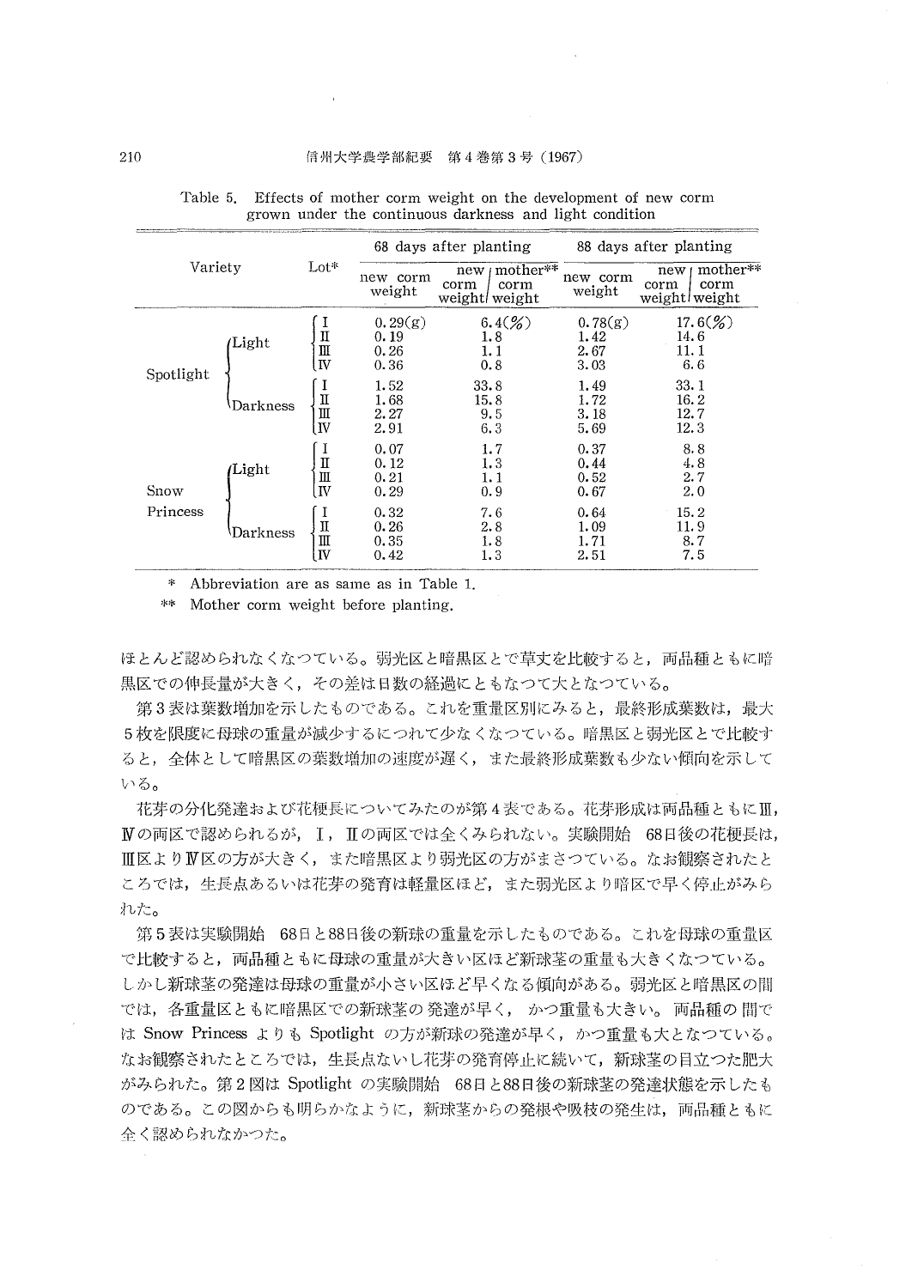Table 5. Effects of mother corm weight on the development of new corm grown under the continuous darkness and light condition

| Variety | | Lot* | 68 days after planting | | 88 days after planting | |
|---|---|---|---|---|---|---|
| | | | new corm weight | new corm weight / mother** corm weight | new corm weight | new corm weight / mother** corm weight |
| Spotlight | Light | I | 0.29(g) | 6.4(%) | 0.78(g) | 17.6(%) |
| | | II | 0.19 | 1.8 | 1.42 | 14.6 |
| | | III | 0.26 | 1.1 | 2.67 | 11.1 |
| | | IV | 0.36 | 0.8 | 3.03 | 6.6 |
| | Darkness | I | 1.52 | 33.8 | 1.49 | 33.1 |
| | | II | 1.68 | 15.8 | 1.72 | 16.2 |
| | | III | 2.27 | 9.5 | 3.18 | 12.7 |
| | | IV | 2.91 | 6.3 | 5.69 | 12.3 |
| Snow Princess | Light | I | 0.07 | 1.7 | 0.37 | 8.8 |
| | | II | 0.12 | 1.3 | 0.44 | 4.8 |
| | | III | 0.21 | 1.1 | 0.52 | 2.7 |
| | | IV | 0.29 | 0.9 | 0.67 | 2.0 |
| | Darkness | I | 0.32 | 7.6 | 0.64 | 15.2 |
| | | II | 0.26 | 2.8 | 1.09 | 11.9 |
| | | III | 0.35 | 1.8 | 1.71 | 8.7 |
| | | IV | 0.42 | 1.3 | 2.51 | 7.5 |

\* Abbreviation are as same as in Table 1.

\*\* Mother corm weight before planting.

ほとんど認められなくなつている。弱光区と暗黒区とで草丈を比較すると，両品種ともに暗黒区での伸長量が大きく，その差は日数の経過にともなつて大となつている。

第3表は葉数増加を示したものである。これを重量区別にみると，最終形成葉数は，最大5枚を限度に母球の重量が減少するにつれて少なくなつている。暗黒区と弱光区とで比較すると，全体として暗黒区の葉数増加の速度が遅く，また最終形成葉数も少ない傾向を示している。

花芽の分化発達および花梗長についてみたのが第4表である。花芽形成は両品種ともにⅢ，Ⅳの両区で認められるが，Ⅰ，Ⅱの両区では全くみられない。実験開始 68日後の花梗長は，Ⅲ区よりⅣ区の方が大きく，また暗黒区より弱光区の方がまさつている。なお観察されたところでは，生長点あるいは花芽の発育は軽量区ほど，また弱光区より暗区で早く停止がみられた。

第5表は実験開始 68日と88日後の新球の重量を示したものである。これを母球の重量区で比較すると，両品種ともに母球の重量が大きい区ほど新球茎の重量も大きくなつている。しかし新球茎の発達は母球の重量が小さい区ほど早くなる傾向がある。弱光区と暗黒区の間では，各重量区ともに暗黒区での新球茎の発達が早く，かつ重量も大きい。両品種の間では Snow Princess よりも Spotlight の方が新球の発達が早く，かつ重量も大となつている。なお観察されたところでは，生長点ないし花芽の発育停止に続いて，新球茎の目立つた肥大がみられた。第2図は Spotlight の実験開始 68日と88日後の新球茎の発達状態を示したものである。この図からも明らかなように，新球茎からの発根や吸枝の発生は，両品種ともに全く認められなかつた。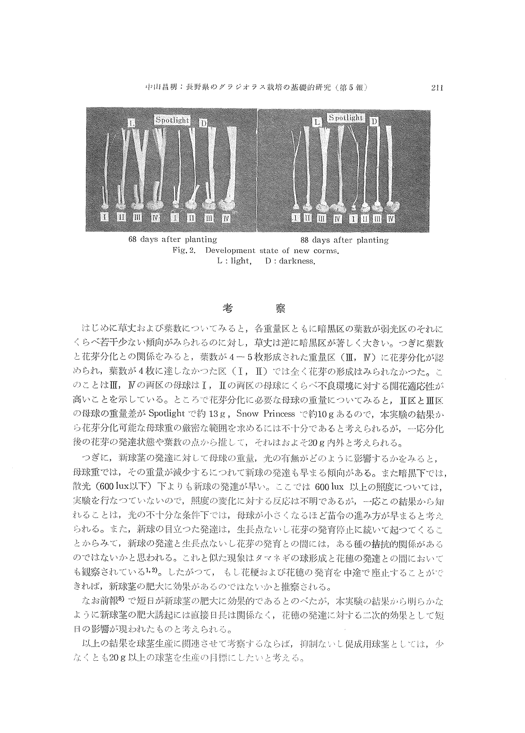68 days after planting　　　　　　88 days after planting

Fig. 2. Development state of new corms.
L : light,　D : darkness.

## 考　　察

はじめに草丈および葉数についてみると，各重量区ともに暗黒区の葉数が弱光区のそれにくらべ若干少ない傾向がみられるのに対し，草丈は逆に暗黒区が著しく大きい。つぎに葉数と花芽分化との関係をみると，葉数が4－5枚形成された重量区（Ⅲ，Ⅳ）に花芽分化が認められ，葉数が4枚に達しなかつた区（Ⅰ，Ⅱ）では全く花芽の形成はみられなかつた。このことはⅢ，Ⅳの両区の母球はⅠ，Ⅱの両区の母球にくらべ不良環境に対する開花適応性が高いことを示している。ところで花芽分化に必要な母球の重量についてみると，Ⅱ区とⅢ区の母球の重量差が Spotlight で約13g，Snow Princess で約10gあるので，本実験の結果から花芽分化可能な母球重の厳密な範囲を求めるには不十分であると考えられるが，一応分化後の花芽の発達状態や葉数の点から推して，それはおよそ20g内外と考えられる。

つぎに，新球茎の発達に対して母球の重量，光の有無がどのように影響するかをみると，母球重では，その重量が減少するにつれて新球の発達も早まる傾向がある。また暗黒下では，散光（600 lux以下）下よりも新球の発達が早い。ここでは 600 lux 以上の照度については，実験を行なつていないので，照度の変化に対する反応は不明であるが，一応この結果から知れることは，光の不十分な条件下では，母球が小さくなるほど苗令の進み方が早まると考えられる。また，新球の目立つた発達は，生長点ないし花芽の発育停止に続いて起つてくることからみて，新球の発達と生長点ないし花芽の発育との間には，ある種の拮抗的関係があるのではないかと思われる。これと似た現象はタマネギの球形成と花穂の発達との間においても観察されている[1,2]。したがつて，もし花梗および花穂の発育を中途で座止することができれば，新球茎の肥大に効果があるのではないかと推察される。

なお前報[8]で短日が新球茎の肥大に効果的であるとのべたが，本実験の結果から明らかなように新球茎の肥大誘起には直接日長は関係なく，花穂の発達に対する二次的効果として短日の影響が現われたものと考えられる。

以上の結果を球茎生産に関連させて考察するならば，抑制ないし促成用球茎としては，少なくとも20g以上の球茎を生産の目標にしたいと考える。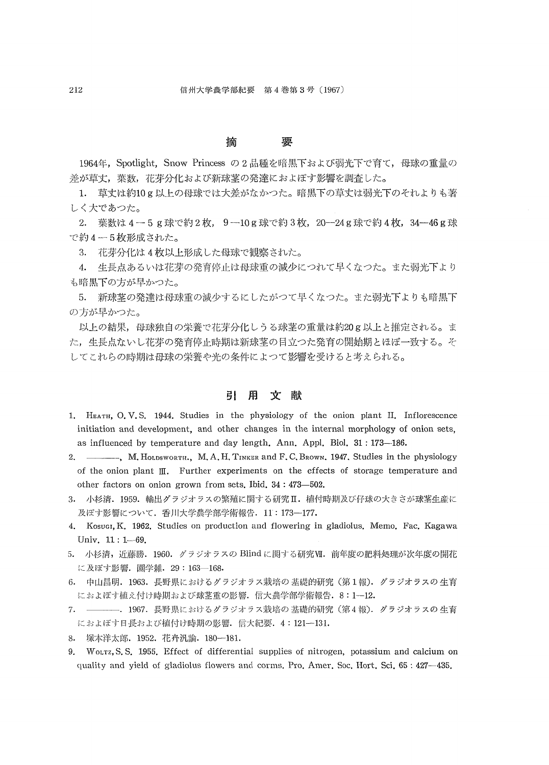## 摘　　要

1964年，Spotlight，Snow Princess の2品種を暗黒下および弱光下で育て，母球の重量の差が草丈，葉数，花芽分化および新球茎の発達におよぼす影響を調査した。

1. 草丈は約10g以上の母球では大差がなかつた。暗黒下の草丈は弱光下のそれよりも著しく大であつた。
2. 葉数は4－5g球で約2枚，9－10g球で約3枚，20－24g球で約4枚，34－46g球で約4－5枚形成された。
3. 花芽分化は4枚以上形成した母球で観察された。
4. 生長点あるいは花芽の発育停止は母球重の減少につれて早くなつた。また弱光下よりも暗黒下の方が早かつた。
5. 新球茎の発達は母球重の減少するにしたがつて早くなつた。また弱光下よりも暗黒下の方が早かつた。

以上の結果，母球独自の栄養で花芽分化しうる球茎の重量は約20g以上と推定される。また，生長点ないし花芽の発育停止時期は新球茎の目立つた発育の開始期とほぼ一致する。そしてこれらの時期は母球の栄養や光の条件によつて影響を受けると考えられる。

## 引　用　文　献

1. Heath, O. V. S. 1944. Studies in the physiology of the onion plant II. Inflorescence initiation and development, and other changes in the internal morphology of onion sets, as influenced by temperature and day length. Ann. Appl. Biol. 31 : 173—186.
2. ———, M. Holdsworth., M. A. H. Tinker and F. C. Brown. 1947. Studies in the physiology of the onion plant III. Further experiments on the effects of storage temperature and other factors on onion grown from sets. Ibid. 34 : 473—502.
3. 小杉清．1959．輸出グラジオラスの繁殖に関する研究II．植付時期及び仔球の大きさが球茎生産に及ぼす影響について．香川大学農学部学術報告．11 : 173—177.
4. Kosugi, K. 1962. Studies on production and flowering in gladiolus. Memo. Fac. Kagawa Univ. 11 : 1—69.
5. 小杉清，近藤勝．1960．グラジオラスの Blind に関する研究VII．前年度の肥料処理が次年度の開花に及ぼす影響．園学雑．29 : 163—168.
6. 中山昌明．1963．長野県におけるグラジオラス栽培の基礎的研究（第1報）．グラジオラスの生育におよぼす植え付け時期および球茎重の影響．信大農学部学術報告．8 : 1—12.
7. ———．1967．長野県におけるグラジオラス栽培の基礎的研究（第4報）．グラジオラスの生育におよぼす日長および植付け時期の影響．信大紀要．4 : 121—131.
8. 塚本洋太郎．1952．花卉汎論．180—181.
9. Woltz, S. S. 1955. Effect of differential supplies of nitrogen, potassium and calcium on quality and yield of gladiolus flowers and corms. Pro. Amer. Soc. Hort. Sci. 65 : 427—435.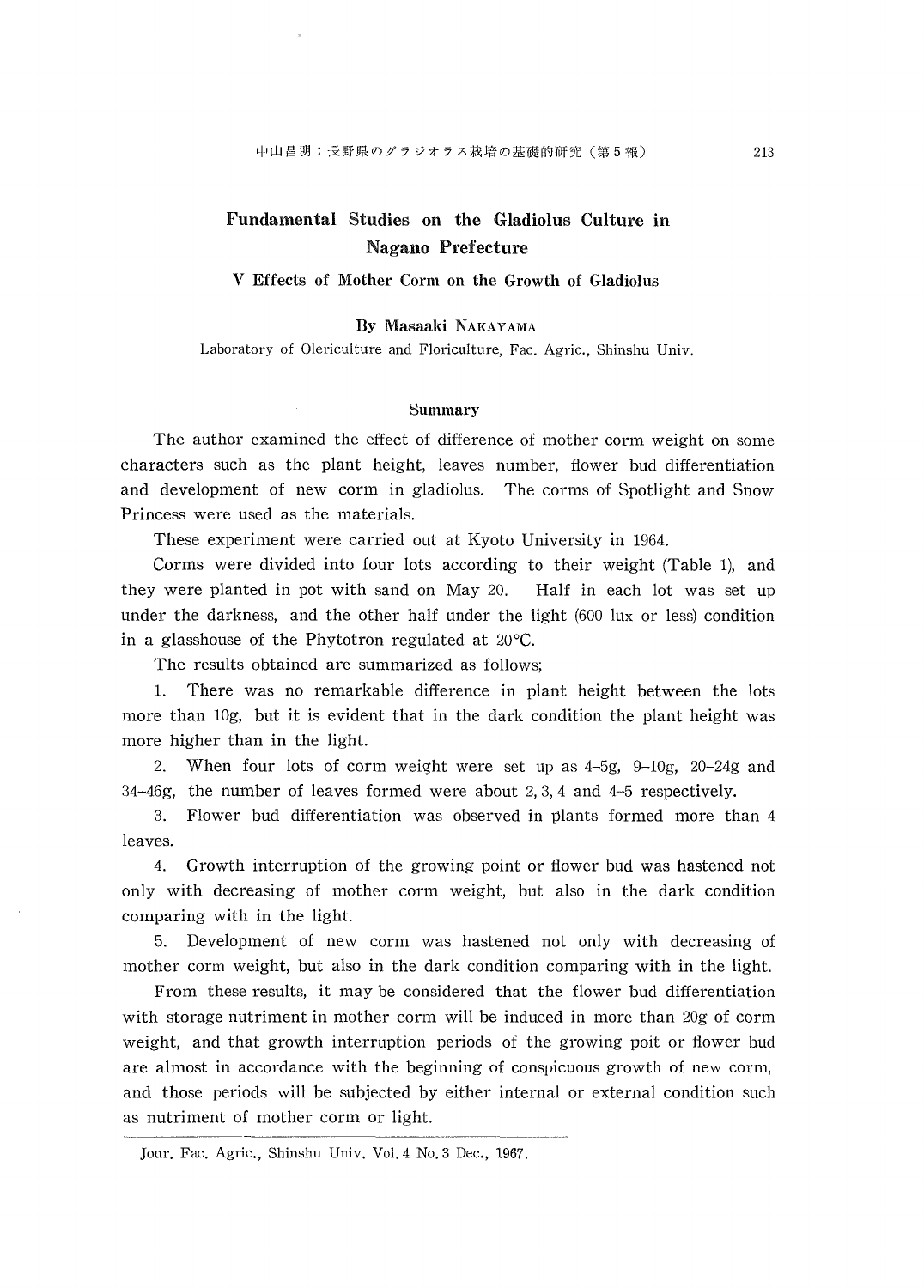# Fundamental Studies on the Gladiolus Culture in Nagano Prefecture

### V Effects of Mother Corm on the Growth of Gladiolus

By Masaaki NAKAYAMA

Laboratory of Olericulture and Floriculture, Fac. Agric., Shinshu Univ.

## Summary

The author examined the effect of difference of mother corm weight on some characters such as the plant height, leaves number, flower bud differentiation and development of new corm in gladiolus. The corms of Spotlight and Snow Princess were used as the materials.

These experiment were carried out at Kyoto University in 1964.

Corms were divided into four lots according to their weight (Table 1), and they were planted in pot with sand on May 20. Half in each lot was set up under the darkness, and the other half under the light (600 lux or less) condition in a glasshouse of the Phytotron regulated at 20°C.

The results obtained are summarized as follows;

1. There was no remarkable difference in plant height between the lots more than 10g, but it is evident that in the dark condition the plant height was more higher than in the light.
2. When four lots of corm weight were set up as 4–5g, 9–10g, 20–24g and 34–46g, the number of leaves formed were about 2, 3, 4 and 4–5 respectively.
3. Flower bud differentiation was observed in plants formed more than 4 leaves.
4. Growth interruption of the growing point or flower bud was hastened not only with decreasing of mother corm weight, but also in the dark condition comparing with in the light.
5. Development of new corm was hastened not only with decreasing of mother corm weight, but also in the dark condition comparing with in the light.

From these results, it may be considered that the flower bud differentiation with storage nutriment in mother corm will be induced in more than 20g of corm weight, and that growth interruption periods of the growing poit or flower bud are almost in accordance with the beginning of conspicuous growth of new corm, and those periods will be subjected by either internal or external condition such as nutriment of mother corm or light.

Jour. Fac. Agric., Shinshu Univ. Vol. 4 No. 3 Dec., 1967.